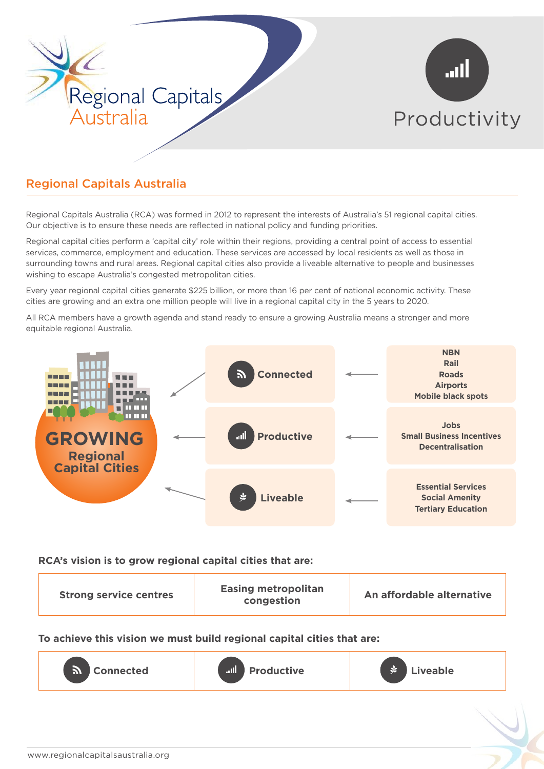Regional Capitals Australia

# Productivity

## Regional Capitals Australia

Regional Capitals Australia (RCA) was formed in 2012 to represent the interests of Australia's 51 regional capital cities. Our objective is to ensure these needs are reflected in national policy and funding priorities.

Regional capital cities perform a 'capital city' role within their regions, providing a central point of access to essential services, commerce, employment and education. These services are accessed by local residents as well as those in surrounding towns and rural areas. Regional capital cities also provide a liveable alternative to people and businesses wishing to escape Australia's congested metropolitan cities.

Every year regional capital cities generate $225 billion, or more than 16 per cent of national economic activity. These cities are growing and an extra one million people will live in a regional capital city in the 5 years to 2020.

All RCA members have a growth agenda and stand ready to ensure a growing Australia means a stronger and more equitable regional Australia.

**GROWING Regional Capital Cities**

| | | |
|---|---|---|
| ← **Connected** | ← | **NBN**<br>**Rail**<br>**Roads**<br>**Airports**<br>**Mobile black spots** |
| ← **Productive** | ← | **Jobs**<br>**Small Business Incentives**<br>**Decentralisation** |
| ← **Liveable** | ← | **Essential Services**<br>**Social Amenity**<br>**Tertiary Education** |

**RCA's vision is to grow regional capital cities that are:**

| Strong service centres | Easing metropolitan congestion | An affordable alternative |
|---|---|---|

**To achieve this vision we must build regional capital cities that are:**

| Connected | Productive | Liveable |
|---|---|---|

www.regionalcapitalsaustralia.org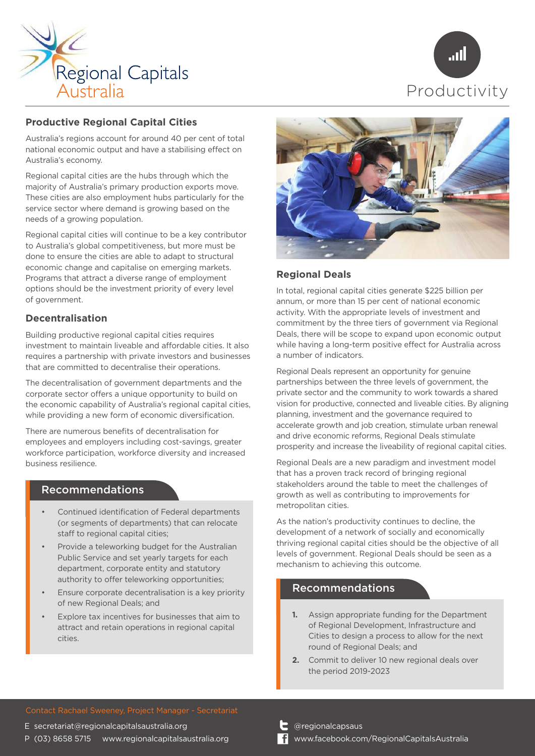Regional Capitals Australia

Productivity

## Productive Regional Capital Cities

Australia's regions account for around 40 per cent of total national economic output and have a stabilising effect on Australia's economy.

Regional capital cities are the hubs through which the majority of Australia's primary production exports move. These cities are also employment hubs particularly for the service sector where demand is growing based on the needs of a growing population.

Regional capital cities will continue to be a key contributor to Australia's global competitiveness, but more must be done to ensure the cities are able to adapt to structural economic change and capitalise on emerging markets. Programs that attract a diverse range of employment options should be the investment priority of every level of government.

## Decentralisation

Building productive regional capital cities requires investment to maintain liveable and affordable cities. It also requires a partnership with private investors and businesses that are committed to decentralise their operations.

The decentralisation of government departments and the corporate sector offers a unique opportunity to build on the economic capability of Australia's regional capital cities, while providing a new form of economic diversification.

There are numerous benefits of decentralisation for employees and employers including cost-savings, greater workforce participation, workforce diversity and increased business resilience.

### Recommendations

- Continued identification of Federal departments (or segments of departments) that can relocate staff to regional capital cities;
- Provide a teleworking budget for the Australian Public Service and set yearly targets for each department, corporate entity and statutory authority to offer teleworking opportunities;
- Ensure corporate decentralisation is a key priority of new Regional Deals; and
- Explore tax incentives for businesses that aim to attract and retain operations in regional capital cities.

## Regional Deals

In total, regional capital cities generate $225 billion per annum, or more than 15 per cent of national economic activity. With the appropriate levels of investment and commitment by the three tiers of government via Regional Deals, there will be scope to expand upon economic output while having a long-term positive effect for Australia across a number of indicators.

Regional Deals represent an opportunity for genuine partnerships between the three levels of government, the private sector and the community to work towards a shared vision for productive, connected and liveable cities. By aligning planning, investment and the governance required to accelerate growth and job creation, stimulate urban renewal and drive economic reforms, Regional Deals stimulate prosperity and increase the liveability of regional capital cities.

Regional Deals are a new paradigm and investment model that has a proven track record of bringing regional stakeholders around the table to meet the challenges of growth as well as contributing to improvements for metropolitan cities.

As the nation's productivity continues to decline, the development of a network of socially and economically thriving regional capital cities should be the objective of all levels of government. Regional Deals should be seen as a mechanism to achieving this outcome.

### Recommendations

1. Assign appropriate funding for the Department of Regional Development, Infrastructure and Cities to design a process to allow for the next round of Regional Deals; and
2. Commit to deliver 10 new regional deals over the period 2019-2023

Contact Rachael Sweeney, Project Manager - Secretariat

E secretariat@regionalcapitalsaustralia.org

P (03) 8658 5715 www.regionalcapitalsaustralia.org

@regionalcapsaus

www.facebook.com/RegionalCapitalsAustralia